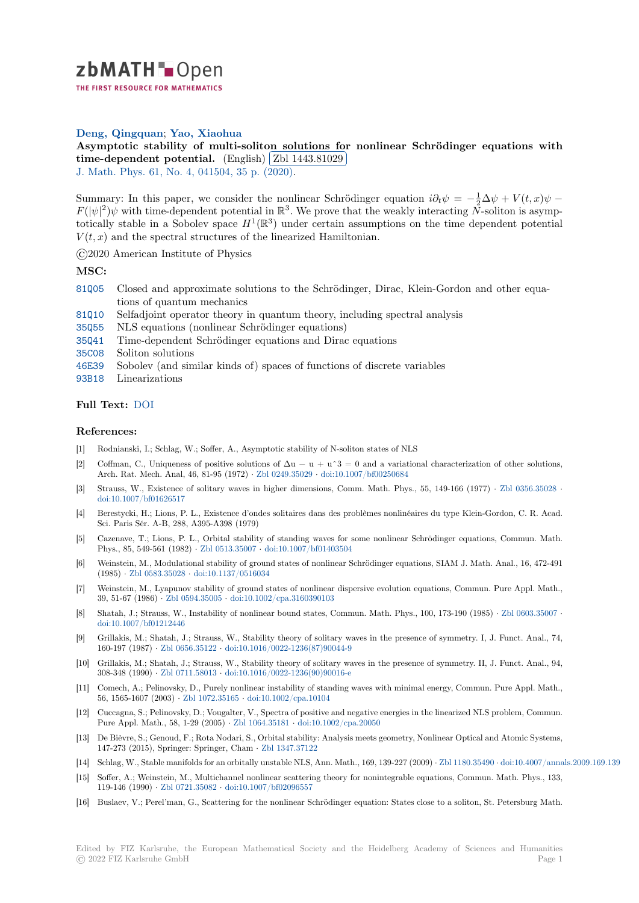**Deng, Qingquan; Yao, Xiaohua**

**Asymptotic stability of multi-soliton solutions for nonlinear Schrödinger equations with time-dependent potential.** (English) Zbl 1443.81029

J. Math. Phys. 61, No. 4, 041504, 35 p. (2020).

Summary: In this paper, we consider the nonlinear Schrödinger equation $i\partial_t\psi = -\frac{1}{2}\Delta\psi + V(t,x)\psi - F(|\psi|^2)\psi$ with time-dependent potential in $\mathbb{R}^3$. We prove that the weakly interacting $N$-soliton is asymptotically stable in a Sobolev space $H^1(\mathbb{R}^3)$ under certain assumptions on the time dependent potential $V(t,x)$ and the spectral structures of the linearized Hamiltonian.

©2020 American Institute of Physics

**MSC:**

- 81Q05 Closed and approximate solutions to the Schrödinger, Dirac, Klein-Gordon and other equations of quantum mechanics
- 81Q10 Selfadjoint operator theory in quantum theory, including spectral analysis
- 35Q55 NLS equations (nonlinear Schrödinger equations)
- 35Q41 Time-dependent Schrödinger equations and Dirac equations
- 35C08 Soliton solutions
- 46E39 Sobolev (and similar kinds of) spaces of functions of discrete variables
- 93B18 Linearizations

**Full Text:** DOI

**References:**

[1] Rodnianski, I.; Schlag, W.; Soffer, A., Asymptotic stability of N-soliton states of NLS

[2] Coffman, C., Uniqueness of positive solutions of Δu − u + u^3 = 0 and a variational characterization of other solutions, Arch. Rat. Mech. Anal, 46, 81-95 (1972) · Zbl 0249.35029 · doi:10.1007/bf00250684

[3] Strauss, W., Existence of solitary waves in higher dimensions, Comm. Math. Phys., 55, 149-166 (1977) · Zbl 0356.35028 · doi:10.1007/bf01626517

[4] Berestycki, H.; Lions, P. L., Existence d'ondes solitaires dans des problèmes nonlinéaires du type Klein-Gordon, C. R. Acad. Sci. Paris Sér. A-B, 288, A395-A398 (1979)

[5] Cazenave, T.; Lions, P. L., Orbital stability of standing waves for some nonlinear Schrödinger equations, Commun. Math. Phys., 85, 549-561 (1982) · Zbl 0513.35007 · doi:10.1007/bf01403504

[6] Weinstein, M., Modulational stability of ground states of nonlinear Schrödinger equations, SIAM J. Math. Anal., 16, 472-491 (1985) · Zbl 0583.35028 · doi:10.1137/0516034

[7] Weinstein, M., Lyapunov stability of ground states of nonlinear dispersive evolution equations, Commun. Pure Appl. Math., 39, 51-67 (1986) · Zbl 0594.35005 · doi:10.1002/cpa.3160390103

[8] Shatah, J.; Strauss, W., Instability of nonlinear bound states, Commun. Math. Phys., 100, 173-190 (1985) · Zbl 0603.35007 · doi:10.1007/bf01212446

[9] Grillakis, M.; Shatah, J.; Strauss, W., Stability theory of solitary waves in the presence of symmetry. I, J. Funct. Anal., 74, 160-197 (1987) · Zbl 0656.35122 · doi:10.1016/0022-1236(87)90044-9

[10] Grillakis, M.; Shatah, J.; Strauss, W., Stability theory of solitary waves in the presence of symmetry. II, J. Funct. Anal., 94, 308-348 (1990) · Zbl 0711.58013 · doi:10.1016/0022-1236(90)90016-e

[11] Comech, A.; Pelinovsky, D., Purely nonlinear instability of standing waves with minimal energy, Commun. Pure Appl. Math., 56, 1565-1607 (2003) · Zbl 1072.35165 · doi:10.1002/cpa.10104

[12] Cuccagna, S.; Pelinovsky, D.; Vougalter, V., Spectra of positive and negative energies in the linearized NLS problem, Commun. Pure Appl. Math., 58, 1-29 (2005) · Zbl 1064.35181 · doi:10.1002/cpa.20050

[13] De Bièvre, S.; Genoud, F.; Rota Nodari, S., Orbital stability: Analysis meets geometry, Nonlinear Optical and Atomic Systems, 147-273 (2015), Springer: Springer, Cham · Zbl 1347.37122

[14] Schlag, W., Stable manifolds for an orbitally unstable NLS, Ann. Math., 169, 139-227 (2009) · Zbl 1180.35490 · doi:10.4007/annals.2009.169.139

[15] Soffer, A.; Weinstein, M., Multichannel nonlinear scattering theory for nonintegrable equations, Commun. Math. Phys., 133, 119-146 (1990) · Zbl 0721.35082 · doi:10.1007/bf02096557

[16] Buslaev, V.; Perel'man, G., Scattering for the nonlinear Schrödinger equation: States close to a soliton, St. Petersburg Math.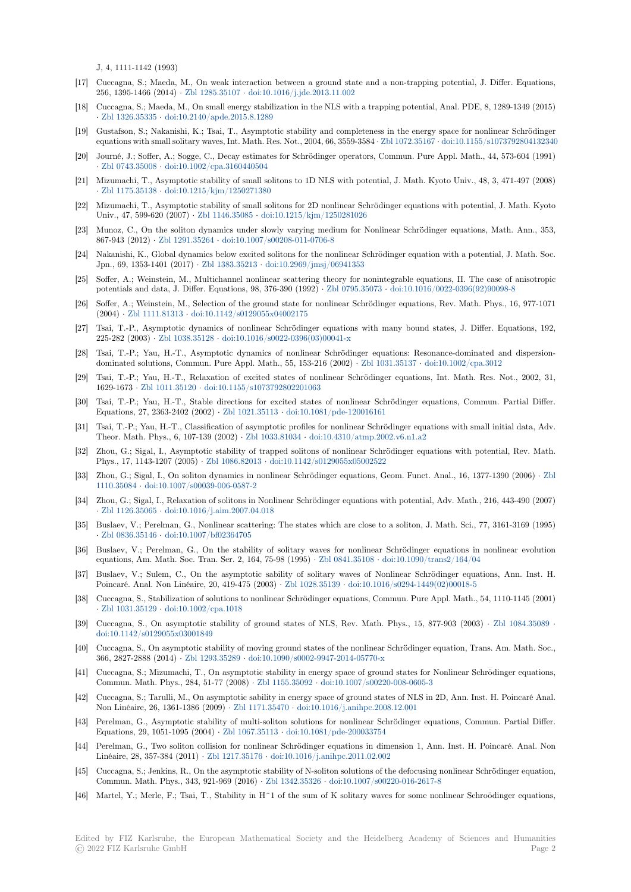J, 4, 1111-1142 (1993)

- [17] Cuccagna, S.; Maeda, M., On weak interaction between a ground state and a non-trapping potential, J. Differ. Equations, 256, 1395-1466 (2014) · Zbl 1285.35107 · doi:10.1016/j.jde.2013.11.002
- [18] Cuccagna, S.; Maeda, M., On small energy stabilization in the NLS with a trapping potential, Anal. PDE, 8, 1289-1349 (2015) · Zbl 1326.35335 · doi:10.2140/apde.2015.8.1289
- [19] Gustafson, S.; Nakanishi, K.; Tsai, T., Asymptotic stability and completeness in the energy space for nonlinear Schrödinger equations with small solitary waves, Int. Math. Res. Not., 2004, 66, 3559-3584 · Zbl 1072.35167 · doi:10.1155/s1073792804132340
- [20] Journé, J.; Soffer, A.; Sogge, C., Decay estimates for Schrödinger operators, Commun. Pure Appl. Math., 44, 573-604 (1991) · Zbl 0743.35008 · doi:10.1002/cpa.3160440504
- [21] Mizumachi, T., Asymptotic stability of small solitons to 1D NLS with potential, J. Math. Kyoto Univ., 48, 3, 471-497 (2008) · Zbl 1175.35138 · doi:10.1215/kjm/1250271380
- [22] Mizumachi, T., Asymptotic stability of small solitons for 2D nonlinear Schrödinger equations with potential, J. Math. Kyoto Univ., 47, 599-620 (2007) · Zbl 1146.35085 · doi:10.1215/kjm/1250281026
- [23] Munoz, C., On the soliton dynamics under slowly varying medium for Nonlinear Schrödinger equations, Math. Ann., 353, 867-943 (2012) · Zbl 1291.35264 · doi:10.1007/s00208-011-0706-8
- [24] Nakanishi, K., Global dynamics below excited solitons for the nonlinear Schrödinger equation with a potential, J. Math. Soc. Jpn., 69, 1353-1401 (2017) · Zbl 1383.35213 · doi:10.2969/jmsj/06941353
- [25] Soffer, A.; Weinstein, M., Multichannel nonlinear scattering theory for nonintegrable equations, II. The case of anisotropic potentials and data, J. Differ. Equations, 98, 376-390 (1992) · Zbl 0795.35073 · doi:10.1016/0022-0396(92)90098-8
- [26] Soffer, A.; Weinstein, M., Selection of the ground state for nonlinear Schrödinger equations, Rev. Math. Phys., 16, 977-1071 (2004) · Zbl 1111.81313 · doi:10.1142/s0129055x04002175
- [27] Tsai, T.-P., Asymptotic dynamics of nonlinear Schrödinger equations with many bound states, J. Differ. Equations, 192, 225-282 (2003) · Zbl 1038.35128 · doi:10.1016/s0022-0396(03)00041-x
- [28] Tsai, T.-P.; Yau, H.-T., Asymptotic dynamics of nonlinear Schrödinger equations: Resonance-dominated and dispersion-dominated solutions, Commun. Pure Appl. Math., 55, 153-216 (2002) · Zbl 1031.35137 · doi:10.1002/cpa.3012
- [29] Tsai, T.-P.; Yau, H.-T., Relaxation of excited states of nonlinear Schrödinger equations, Int. Math. Res. Not., 2002, 31, 1629-1673 · Zbl 1011.35120 · doi:10.1155/s1073792802201063
- [30] Tsai, T.-P.; Yau, H.-T., Stable directions for excited states of nonlinear Schrödinger equations, Commun. Partial Differ. Equations, 27, 2363-2402 (2002) · Zbl 1021.35113 · doi:10.1081/pde-120016161
- [31] Tsai, T.-P.; Yau, H.-T., Classification of asymptotic profiles for nonlinear Schrödinger equations with small initial data, Adv. Theor. Math. Phys., 6, 107-139 (2002) · Zbl 1033.81034 · doi:10.4310/atmp.2002.v6.n1.a2
- [32] Zhou, G.; Sigal, I., Asymptotic stability of trapped solitons of nonlinear Schrödinger equations with potential, Rev. Math. Phys., 17, 1143-1207 (2005) · Zbl 1086.82013 · doi:10.1142/s0129055x05002522
- [33] Zhou, G.; Sigal, I., On soliton dynamics in nonlinear Schrödinger equations, Geom. Funct. Anal., 16, 1377-1390 (2006) · Zbl 1110.35084 · doi:10.1007/s00039-006-0587-2
- [34] Zhou, G.; Sigal, I., Relaxation of solitons in Nonlinear Schrödinger equations with potential, Adv. Math., 216, 443-490 (2007) · Zbl 1126.35065 · doi:10.1016/j.aim.2007.04.018
- [35] Buslaev, V.; Perelman, G., Nonlinear scattering: The states which are close to a soliton, J. Math. Sci., 77, 3161-3169 (1995) · Zbl 0836.35146 · doi:10.1007/bf02364705
- [36] Buslaev, V.; Perelman, G., On the stability of solitary waves for nonlinear Schrödinger equations in nonlinear evolution equations, Am. Math. Soc. Tran. Ser. 2, 164, 75-98 (1995) · Zbl 0841.35108 · doi:10.1090/trans2/164/04
- [37] Buslaev, V.; Sulem, C., On the asymptotic sability of solitary waves of Nonlinear Schrödinger equations, Ann. Inst. H. Poincaré. Anal. Non Linéaire, 20, 419-475 (2003) · Zbl 1028.35139 · doi:10.1016/s0294-1449(02)00018-5
- [38] Cuccagna, S., Stabilization of solutions to nonlinear Schrödinger equations, Commun. Pure Appl. Math., 54, 1110-1145 (2001) · Zbl 1031.35129 · doi:10.1002/cpa.1018
- [39] Cuccagna, S., On asymptotic stability of ground states of NLS, Rev. Math. Phys., 15, 877-903 (2003) · Zbl 1084.35089 · doi:10.1142/s0129055x03001849
- [40] Cuccagna, S., On asymptotic stability of moving ground states of the nonlinear Schrödinger equation, Trans. Am. Math. Soc., 366, 2827-2888 (2014) · Zbl 1293.35289 · doi:10.1090/s0002-9947-2014-05770-x
- [41] Cuccagna, S.; Mizumachi, T., On asymptotic stability in energy space of ground states for Nonlinear Schrödinger equations, Commun. Math. Phys., 284, 51-77 (2008) · Zbl 1155.35092 · doi:10.1007/s00220-008-0605-3
- [42] Cuccagna, S.; Tarulli, M., On asymptotic sability in energy space of ground states of NLS in 2D, Ann. Inst. H. Poincaré Anal. Non Linéaire, 26, 1361-1386 (2009) · Zbl 1171.35470 · doi:10.1016/j.anihpc.2008.12.001
- [43] Perelman, G., Asymptotic stability of multi-soliton solutions for nonlinear Schrödinger equations, Commun. Partial Differ. Equations, 29, 1051-1095 (2004) · Zbl 1067.35113 · doi:10.1081/pde-200033754
- [44] Perelman, G., Two soliton collision for nonlinear Schrödinger equations in dimension 1, Ann. Inst. H. Poincaré. Anal. Non Linéaire, 28, 357-384 (2011) · Zbl 1217.35176 · doi:10.1016/j.anihpc.2011.02.002
- [45] Cuccagna, S.; Jenkins, R., On the asymptotic stability of N-soliton solutions of the defocusing nonlinear Schrödinger equation, Commun. Math. Phys., 343, 921-969 (2016) · Zbl 1342.35326 · doi:10.1007/s00220-016-2617-8
- [46] Martel, Y.; Merle, F.; Tsai, T., Stability in H^1 of the sum of K solitary waves for some nonlinear Schroödinger equations,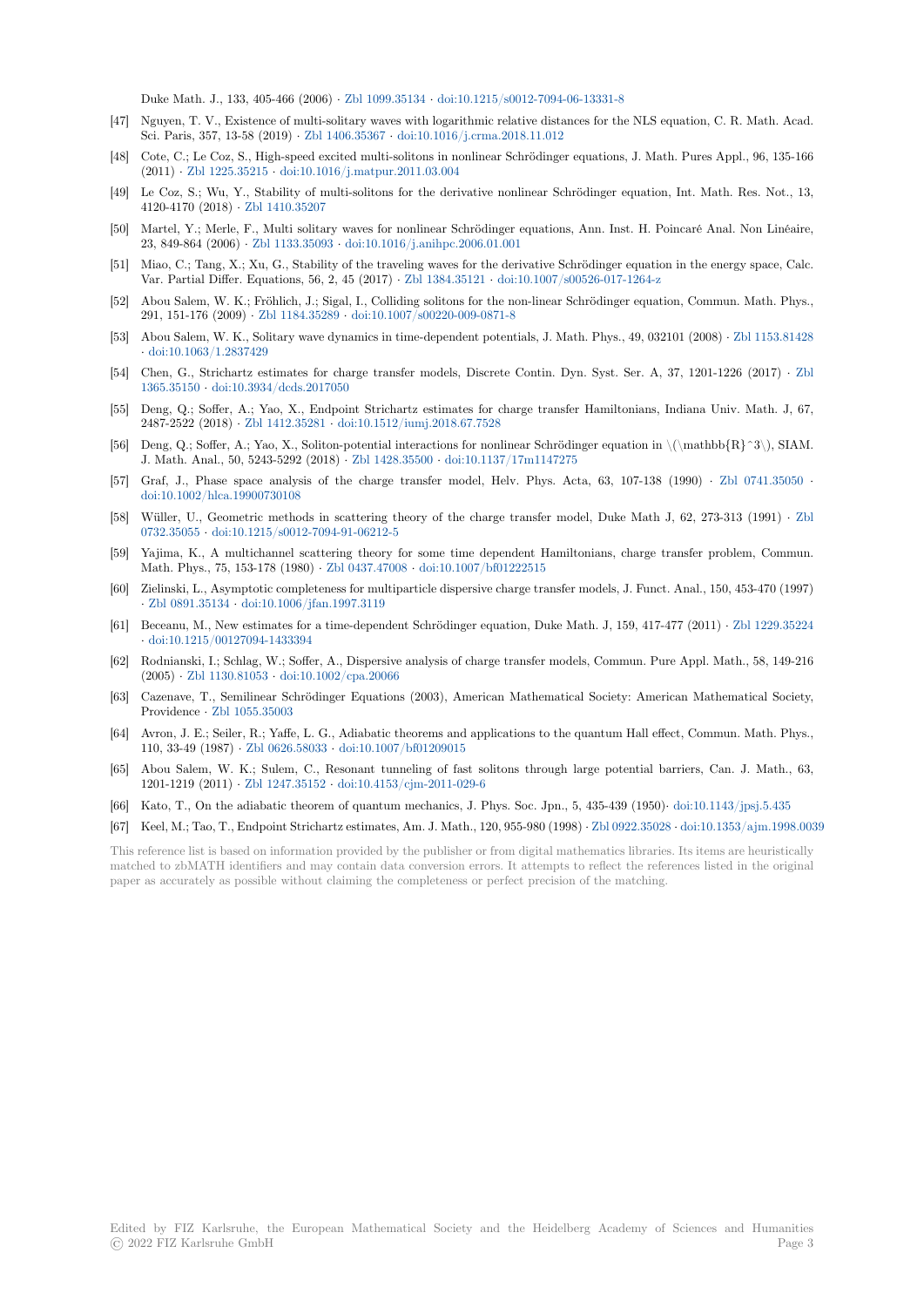Duke Math. J., 133, 405-466 (2006) · Zbl 1099.35134 · doi:10.1215/s0012-7094-06-13331-8

[47] Nguyen, T. V., Existence of multi-solitary waves with logarithmic relative distances for the NLS equation, C. R. Math. Acad. Sci. Paris, 357, 13-58 (2019) · Zbl 1406.35367 · doi:10.1016/j.crma.2018.11.012

[48] Cote, C.; Le Coz, S., High-speed excited multi-solitons in nonlinear Schrödinger equations, J. Math. Pures Appl., 96, 135-166 (2011) · Zbl 1225.35215 · doi:10.1016/j.matpur.2011.03.004

[49] Le Coz, S.; Wu, Y., Stability of multi-solitons for the derivative nonlinear Schrödinger equation, Int. Math. Res. Not., 13, 4120-4170 (2018) · Zbl 1410.35207

[50] Martel, Y.; Merle, F., Multi solitary waves for nonlinear Schrödinger equations, Ann. Inst. H. Poincaré Anal. Non Linéaire, 23, 849-864 (2006) · Zbl 1133.35093 · doi:10.1016/j.anihpc.2006.01.001

[51] Miao, C.; Tang, X.; Xu, G., Stability of the traveling waves for the derivative Schrödinger equation in the energy space, Calc. Var. Partial Differ. Equations, 56, 2, 45 (2017) · Zbl 1384.35121 · doi:10.1007/s00526-017-1264-z

[52] Abou Salem, W. K.; Fröhlich, J.; Sigal, I., Colliding solitons for the non-linear Schrödinger equation, Commun. Math. Phys., 291, 151-176 (2009) · Zbl 1184.35289 · doi:10.1007/s00220-009-0871-8

[53] Abou Salem, W. K., Solitary wave dynamics in time-dependent potentials, J. Math. Phys., 49, 032101 (2008) · Zbl 1153.81428 · doi:10.1063/1.2837429

[54] Chen, G., Strichartz estimates for charge transfer models, Discrete Contin. Dyn. Syst. Ser. A, 37, 1201-1226 (2017) · Zbl 1365.35150 · doi:10.3934/dcds.2017050

[55] Deng, Q.; Soffer, A.; Yao, X., Endpoint Strichartz estimates for charge transfer Hamiltonians, Indiana Univ. Math. J, 67, 2487-2522 (2018) · Zbl 1412.35281 · doi:10.1512/iumj.2018.67.7528

[56] Deng, Q.; Soffer, A.; Yao, X., Soliton-potential interactions for nonlinear Schrödinger equation in $\mathbb{R}^3$, SIAM. J. Math. Anal., 50, 5243-5292 (2018) · Zbl 1428.35500 · doi:10.1137/17m1147275

[57] Graf, J., Phase space analysis of the charge transfer model, Helv. Phys. Acta, 63, 107-138 (1990) · Zbl 0741.35050 · doi:10.1002/hlca.19900730108

[58] Wüller, U., Geometric methods in scattering theory of the charge transfer model, Duke Math J, 62, 273-313 (1991) · Zbl 0732.35055 · doi:10.1215/s0012-7094-91-06212-5

[59] Yajima, K., A multichannel scattering theory for some time dependent Hamiltonians, charge transfer problem, Commun. Math. Phys., 75, 153-178 (1980) · Zbl 0437.47008 · doi:10.1007/bf01222515

[60] Zielinski, L., Asymptotic completeness for multiparticle dispersive charge transfer models, J. Funct. Anal., 150, 453-470 (1997) · Zbl 0891.35134 · doi:10.1006/jfan.1997.3119

[61] Beceanu, M., New estimates for a time-dependent Schrödinger equation, Duke Math. J, 159, 417-477 (2011) · Zbl 1229.35224 · doi:10.1215/00127094-1433394

[62] Rodnianski, I.; Schlag, W.; Soffer, A., Dispersive analysis of charge transfer models, Commun. Pure Appl. Math., 58, 149-216 (2005) · Zbl 1130.81053 · doi:10.1002/cpa.20066

[63] Cazenave, T., Semilinear Schrödinger Equations (2003), American Mathematical Society: American Mathematical Society, Providence · Zbl 1055.35003

[64] Avron, J. E.; Seiler, R.; Yaffe, L. G., Adiabatic theorems and applications to the quantum Hall effect, Commun. Math. Phys., 110, 33-49 (1987) · Zbl 0626.58033 · doi:10.1007/bf01209015

[65] Abou Salem, W. K.; Sulem, C., Resonant tunneling of fast solitons through large potential barriers, Can. J. Math., 63, 1201-1219 (2011) · Zbl 1247.35152 · doi:10.4153/cjm-2011-029-6

[66] Kato, T., On the adiabatic theorem of quantum mechanics, J. Phys. Soc. Jpn., 5, 435-439 (1950)· doi:10.1143/jpsj.5.435

[67] Keel, M.; Tao, T., Endpoint Strichartz estimates, Am. J. Math., 120, 955-980 (1998) · Zbl 0922.35028 · doi:10.1353/ajm.1998.0039

This reference list is based on information provided by the publisher or from digital mathematics libraries. Its items are heuristically matched to zbMATH identifiers and may contain data conversion errors. It attempts to reflect the references listed in the original paper as accurately as possible without claiming the completeness or perfect precision of the matching.